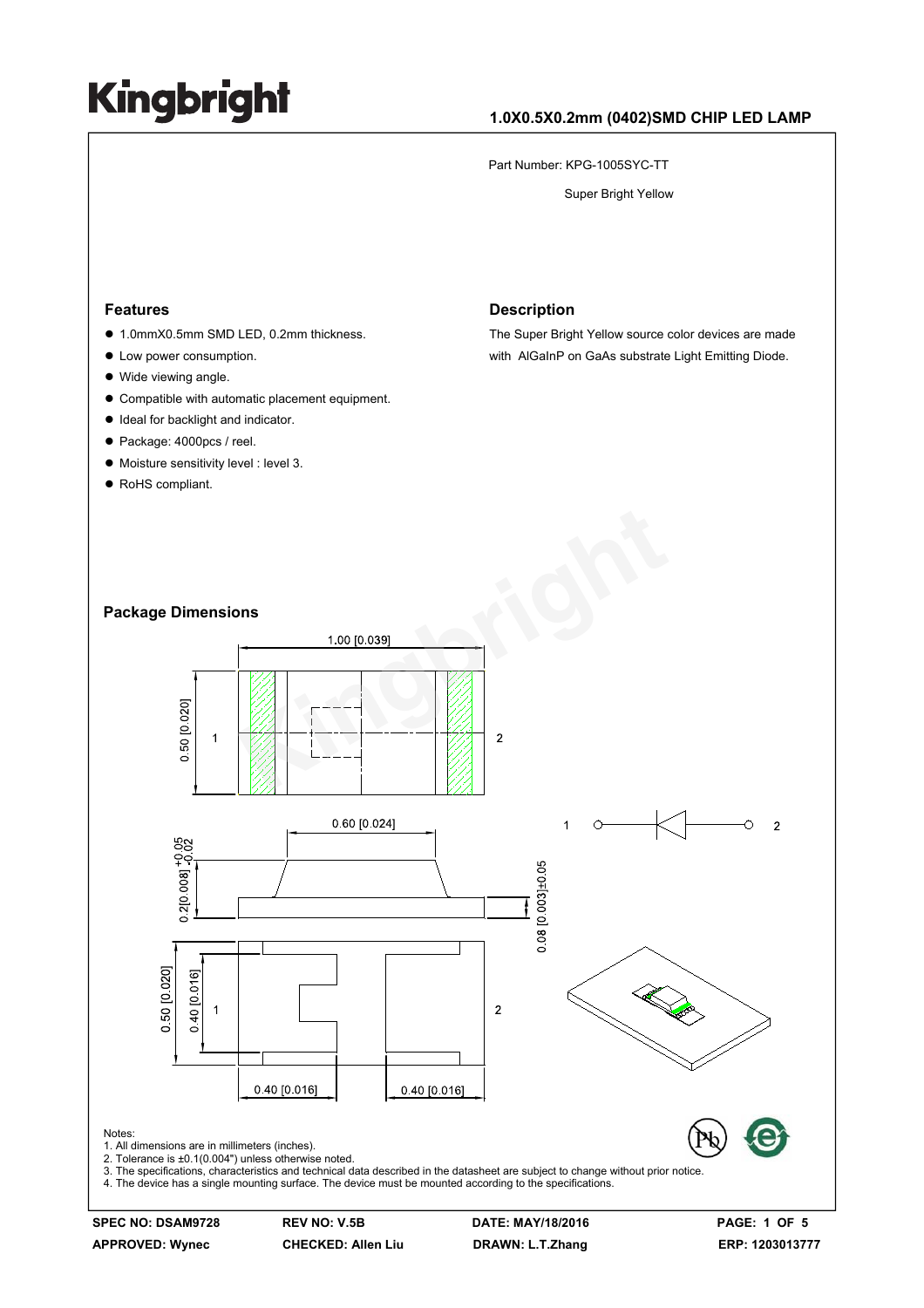# Kingbright

## 1.0X0.5X0.2mm (0402)SMD CHIP LED LAMP

Part Number: KPG-1005SYC-TT

Super Bright Yellow

### Features

- 1.0mmX0.5mm SMD LED, 0.2mm thickness.
- Low power consumption.
- Wide viewing angle.
- Compatible with automatic placement equipment.
- Ideal for backlight and indicator.
- Package: 4000pcs / reel.
- Moisture sensitivity level : level 3.
- RoHS compliant.

### Description

The Super Bright Yellow source color devices are made with AlGaInP on GaAs substrate Light Emitting Diode.

### Package Dimensions

Notes:
1. All dimensions are in millimeters (inches).
2. Tolerance is ±0.1(0.004") unless otherwise noted.
3. The specifications, characteristics and technical data described in the datasheet are subject to change without prior notice.
4. The device has a single mounting surface. The device must be mounted according to the specifications.

| SPEC NO: DSAM9728 | REV NO: V.5B | DATE: MAY/18/2016 | PAGE: 1 OF 5 |
|---|---|---|---|
| APPROVED: Wynec | CHECKED: Allen Liu | DRAWN: L.T.Zhang | ERP: 1203013777 |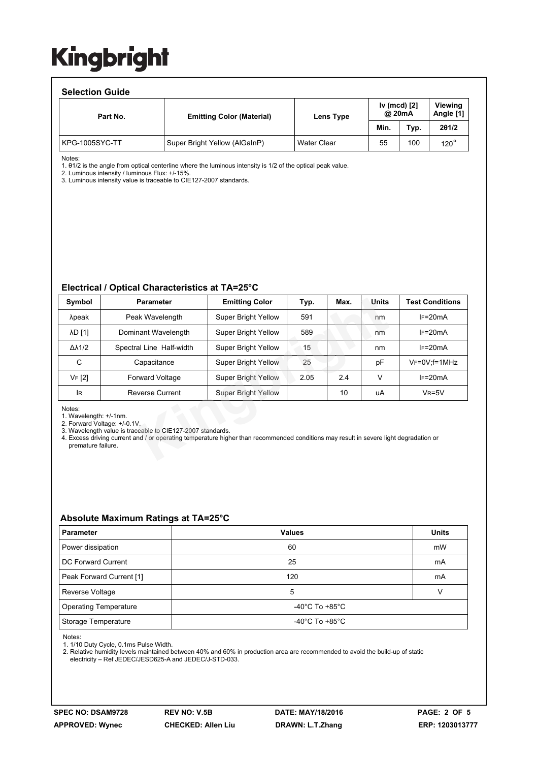## Selection Guide

| Part No. | Emitting Color (Material) | Lens Type | Iv (mcd) [2] @ 20mA | | Viewing Angle [1] |
|---|---|---|---|---|---|
| | | | Min. | Typ. | 2θ1/2 |
| KPG-1005SYC-TT | Super Bright Yellow (AlGaInP) | Water Clear | 55 | 100 | 120° |

Notes:
1. θ1/2 is the angle from optical centerline where the luminous intensity is 1/2 of the optical peak value.
2. Luminous intensity / luminous Flux: +/-15%.
3. Luminous intensity value is traceable to CIE127-2007 standards.

## Electrical / Optical Characteristics at TA=25°C

| Symbol | Parameter | Emitting Color | Typ. | Max. | Units | Test Conditions |
|---|---|---|---|---|---|---|
| λpeak | Peak Wavelength | Super Bright Yellow | 591 | | nm | IF=20mA |
| λD [1] | Dominant Wavelength | Super Bright Yellow | 589 | | nm | IF=20mA |
| Δλ1/2 | Spectral Line Half-width | Super Bright Yellow | 15 | | nm | IF=20mA |
| C | Capacitance | Super Bright Yellow | 25 | | pF | VF=0V;f=1MHz |
| VF [2] | Forward Voltage | Super Bright Yellow | 2.05 | 2.4 | V | IF=20mA |
| IR | Reverse Current | Super Bright Yellow | | 10 | uA | VR=5V |

Notes:
1. Wavelength: +/-1nm.
2. Forward Voltage: +/-0.1V.
3. Wavelength value is traceable to CIE127-2007 standards.
4. Excess driving current and / or operating temperature higher than recommended conditions may result in severe light degradation or premature failure.

## Absolute Maximum Ratings at TA=25°C

| Parameter | Values | Units |
|---|---|---|
| Power dissipation | 60 | mW |
| DC Forward Current | 25 | mA |
| Peak Forward Current [1] | 120 | mA |
| Reverse Voltage | 5 | V |
| Operating Temperature | -40°C To +85°C | |
| Storage Temperature | -40°C To +85°C | |

Notes:
1. 1/10 Duty Cycle, 0.1ms Pulse Width.
2. Relative humidity levels maintained between 40% and 60% in production area are recommended to avoid the build-up of static electricity – Ref JEDEC/JESD625-A and JEDEC/J-STD-033.

SPEC NO: DSAM9728 | REV NO: V.5B | DATE: MAY/18/2016 | APPROVED: Wynec | CHECKED: Allen Liu | DRAWN: L.T.Zhang | ERP: 1203013777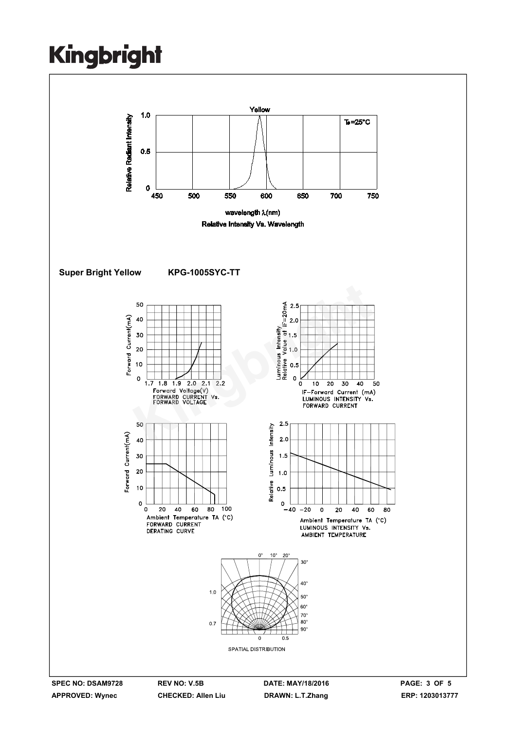Yellow

$Ta=25°C$

Relative Radiant Intensity

wavelength $\lambda$(nm)

Relative Intensity Vs. Wavelength

**Super Bright Yellow KPG-1005SYC-TT**

Forward Current(mA)

Forward Voltage(V)
FORWARD CURRENT Vs.
FORWARD VOLTAGE

Luminous Intensity
Relative Value at IF=20mA

IF-Forward Current (mA)
LUMINOUS INTENSITY Vs.
FORWARD CURRENT

Forward Current(mA)

Ambient Temperature TA (°C)
FORWARD CURRENT
DERATING CURVE

Relative Luminous Intensity

Ambient Temperature TA (°C)
LUMINOUS INTENSITY Vs.
AMBIENT TEMPERATURE

SPATIAL DISTRIBUTION

| SPEC NO: DSAM9728 | REV NO: V.5B | DATE: MAY/18/2016 | |
|---|---|---|---|
| APPROVED: Wynec | CHECKED: Allen Liu | DRAWN: L.T.Zhang | ERP: 1203013777 |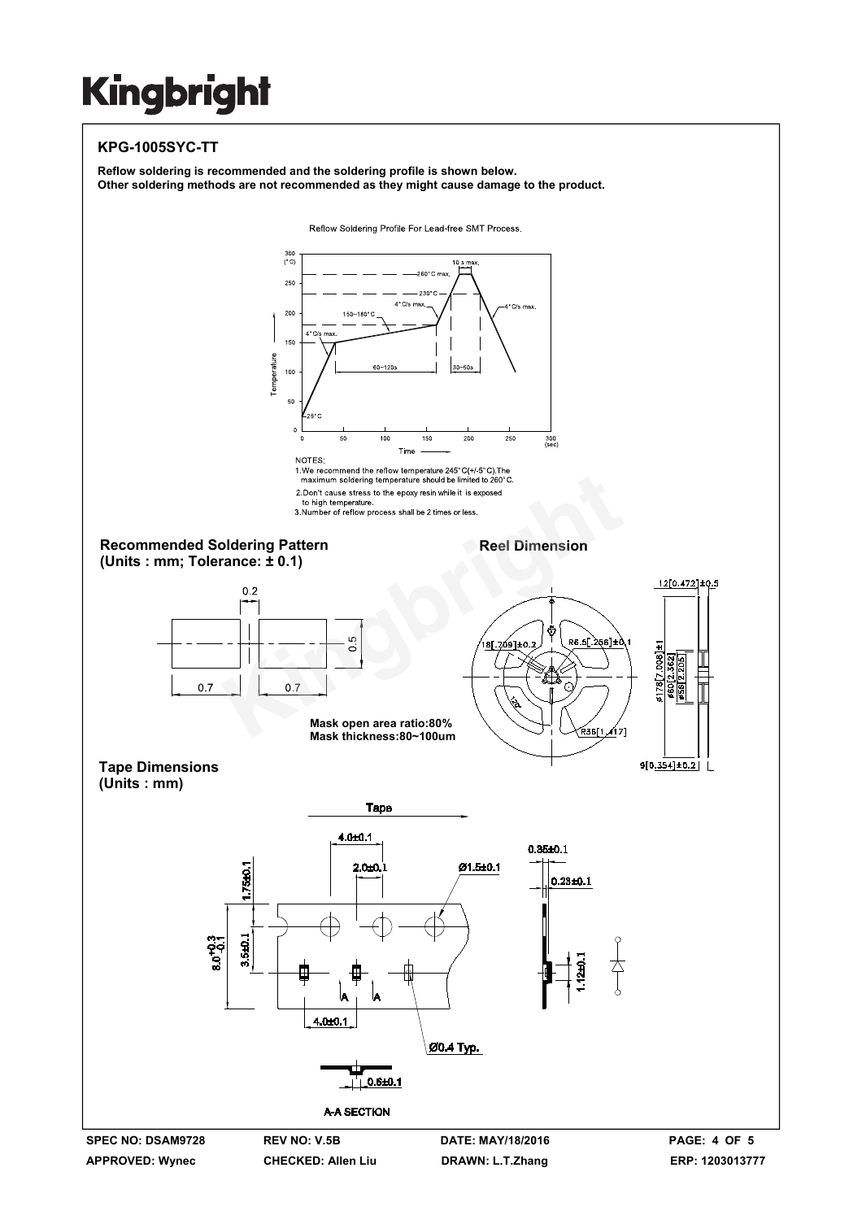**KPG-1005SYC-TT**

**Reflow soldering is recommended and the soldering profile is shown below.**
**Other soldering methods are not recommended as they might cause damage to the product.**

Reflow Soldering Profile For Lead-free SMT Process.

NOTES:
1.We recommend the reflow temperature 245°C(+/-5°C).The maximum soldering temperature should be limited to 260°C.
2.Don't cause stress to the epoxy resin while it is exposed to high temperature.
3.Number of reflow process shall be 2 times or less.

**Recommended Soldering Pattern**
**(Units : mm; Tolerance: ± 0.1)**

**Mask open area ratio:80%**
**Mask thickness:80~100um**

**Reel Dimension**

**Tape Dimensions**
**(Units : mm)**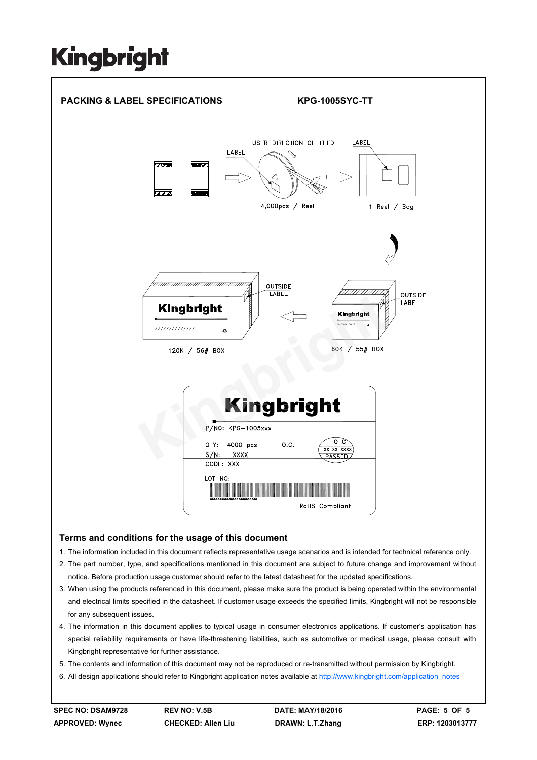PACKING & LABEL SPECIFICATIONS

KPG-1005SYC-TT

USER DIRECTION OF FEED

LABEL

LABEL

4,000pcs / Reel

1 Reel / Bag

OUTSIDE LABEL

OUTSIDE LABEL

120K / 56# BOX

60K / 55# BOX

Kingbright

P/NO: KPG-1005xxx

QTY: 4000 pcs

Q.C.

S/N: XXXX

CODE: XXX

LOT NO:

RoHS Compliant

## Terms and conditions for the usage of this document

1. The information included in this document reflects representative usage scenarios and is intended for technical reference only.
2. The part number, type, and specifications mentioned in this document are subject to future change and improvement without notice. Before production usage customer should refer to the latest datasheet for the updated specifications.
3. When using the products referenced in this document, please make sure the product is being operated within the environmental and electrical limits specified in the datasheet. If customer usage exceeds the specified limits, Kingbright will not be responsible for any subsequent issues.
4. The information in this document applies to typical usage in consumer electronics applications. If customer's application has special reliability requirements or have life-threatening liabilities, such as automotive or medical usage, please consult with Kingbright representative for further assistance.
5. The contents and information of this document may not be reproduced or re-transmitted without permission by Kingbright.
6. All design applications should refer to Kingbright application notes available at http://www.kingbright.com/application_notes

| | | | |
|---|---|---|---|
| SPEC NO: DSAM9728 | REV NO: V.5B | DATE: MAY/18/2016 | |
| APPROVED: Wynec | CHECKED: Allen Liu | DRAWN: L.T.Zhang | ERP: 1203013777 |